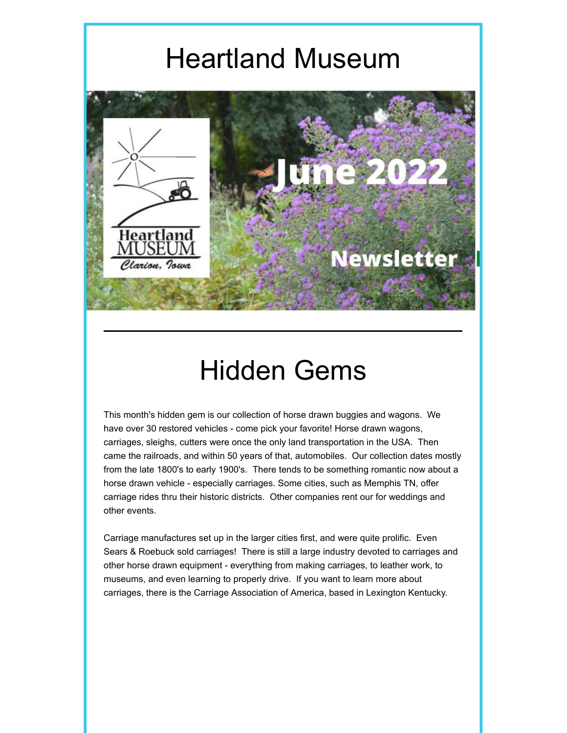# Heartland Museum

---

# Hidden Gems

This month's hidden gem is our collection of horse drawn buggies and wagons. We have over 30 restored vehicles - come pick your favorite! Horse drawn wagons, carriages, sleighs, cutters were once the only land transportation in the USA. Then came the railroads, and within 50 years of that, automobiles. Our collection dates mostly from the late 1800's to early 1900's. There tends to be something romantic now about a horse drawn vehicle - especially carriages. Some cities, such as Memphis TN, offer carriage rides thru their historic districts. Other companies rent our for weddings and other events.

Carriage manufactures set up in the larger cities first, and were quite prolific. Even Sears & Roebuck sold carriages! There is still a large industry devoted to carriages and other horse drawn equipment - everything from making carriages, to leather work, to museums, and even learning to properly drive. If you want to learn more about carriages, there is the Carriage Association of America, based in Lexington Kentucky.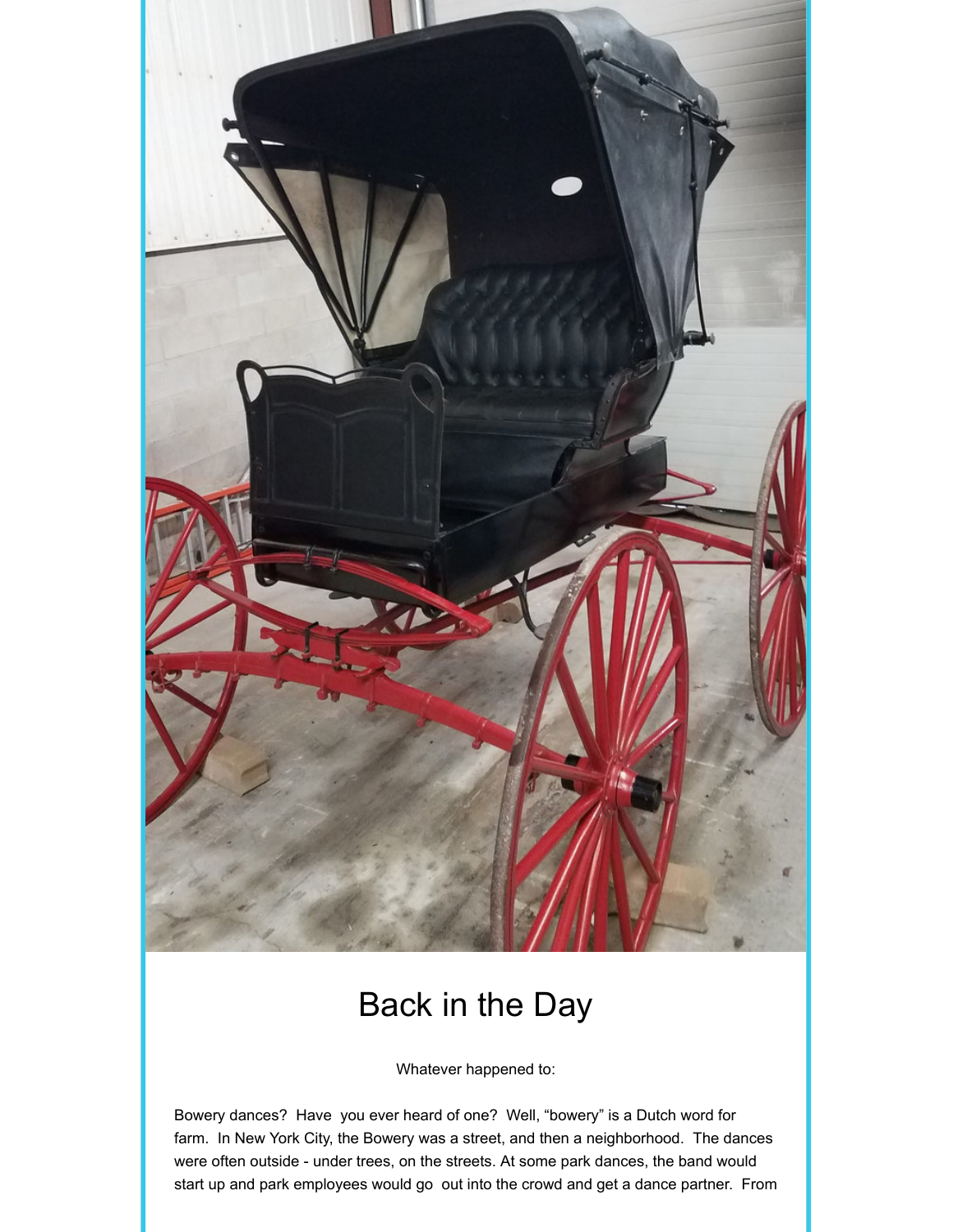# Back in the Day

Whatever happened to:

Bowery dances? Have you ever heard of one? Well, "bowery" is a Dutch word for farm. In New York City, the Bowery was a street, and then a neighborhood. The dances were often outside - under trees, on the streets. At some park dances, the band would start up and park employees would go out into the crowd and get a dance partner. From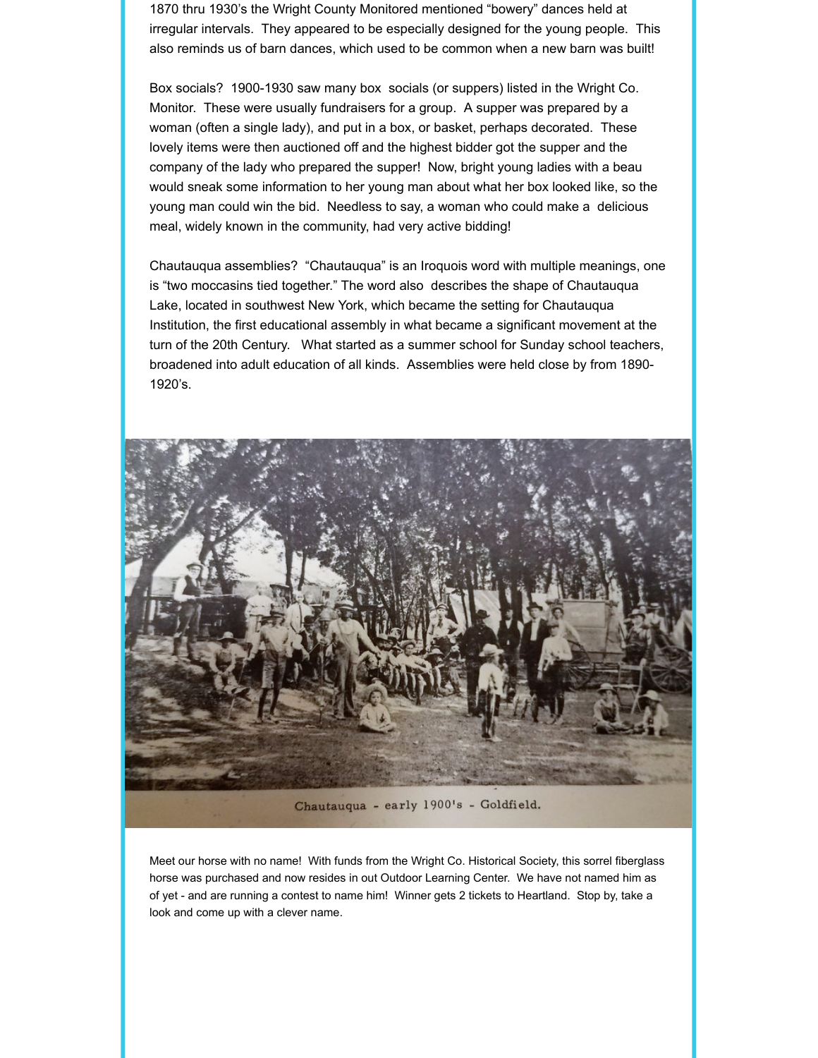1870 thru 1930's the Wright County Monitored mentioned "bowery" dances held at irregular intervals. They appeared to be especially designed for the young people. This also reminds us of barn dances, which used to be common when a new barn was built!

Box socials? 1900-1930 saw many box socials (or suppers) listed in the Wright Co. Monitor. These were usually fundraisers for a group. A supper was prepared by a woman (often a single lady), and put in a box, or basket, perhaps decorated. These lovely items were then auctioned off and the highest bidder got the supper and the company of the lady who prepared the supper! Now, bright young ladies with a beau would sneak some information to her young man about what her box looked like, so the young man could win the bid. Needless to say, a woman who could make a delicious meal, widely known in the community, had very active bidding!

Chautauqua assemblies? "Chautauqua" is an Iroquois word with multiple meanings, one is "two moccasins tied together." The word also describes the shape of Chautauqua Lake, located in southwest New York, which became the setting for Chautauqua Institution, the first educational assembly in what became a significant movement at the turn of the 20th Century. What started as a summer school for Sunday school teachers, broadened into adult education of all kinds. Assemblies were held close by from 1890-1920's.

Chautauqua - early 1900's - Goldfield.

Meet our horse with no name! With funds from the Wright Co. Historical Society, this sorrel fiberglass horse was purchased and now resides in out Outdoor Learning Center. We have not named him as of yet - and are running a contest to name him! Winner gets 2 tickets to Heartland. Stop by, take a look and come up with a clever name.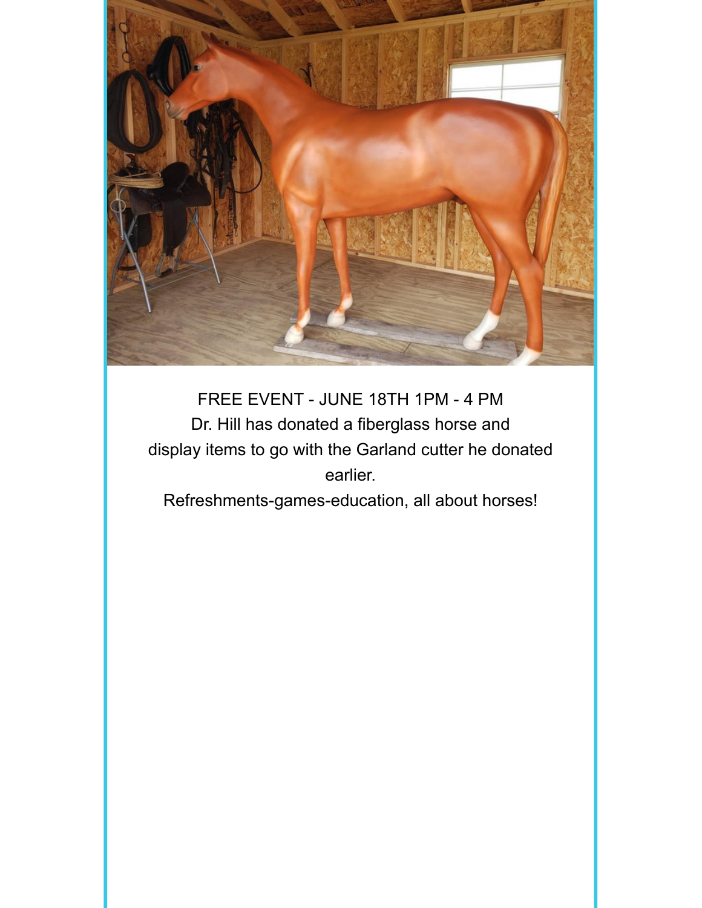FREE EVENT - JUNE 18TH 1PM - 4 PM

Dr. Hill has donated a fiberglass horse and display items to go with the Garland cutter he donated earlier.

Refreshments-games-education, all about horses!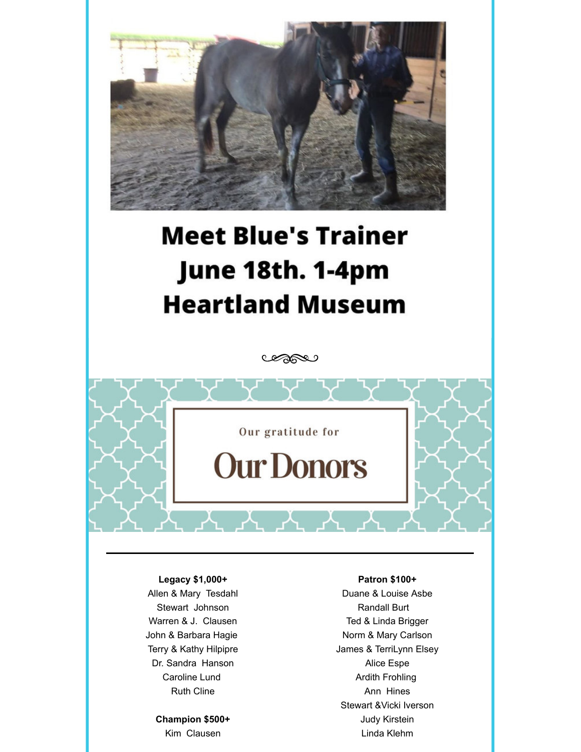# Meet Blue's Trainer
# June 18th. 1-4pm
# Heartland Museum

Our gratitude for

## Our Donors

---

**Legacy $1,000+**

Allen & Mary Tesdahl
Stewart Johnson
Warren & J. Clausen
John & Barbara Hagie
Terry & Kathy Hilpipre
Dr. Sandra Hanson
Caroline Lund
Ruth Cline

**Champion $500+**

Kim Clausen

**Patron $100+**

Duane & Louise Asbe
Randall Burt
Ted & Linda Brigger
Norm & Mary Carlson
James & TerriLynn Elsey
Alice Espe
Ardith Frohling
Ann Hines
Stewart &Vicki Iverson
Judy Kirstein
Linda Klehm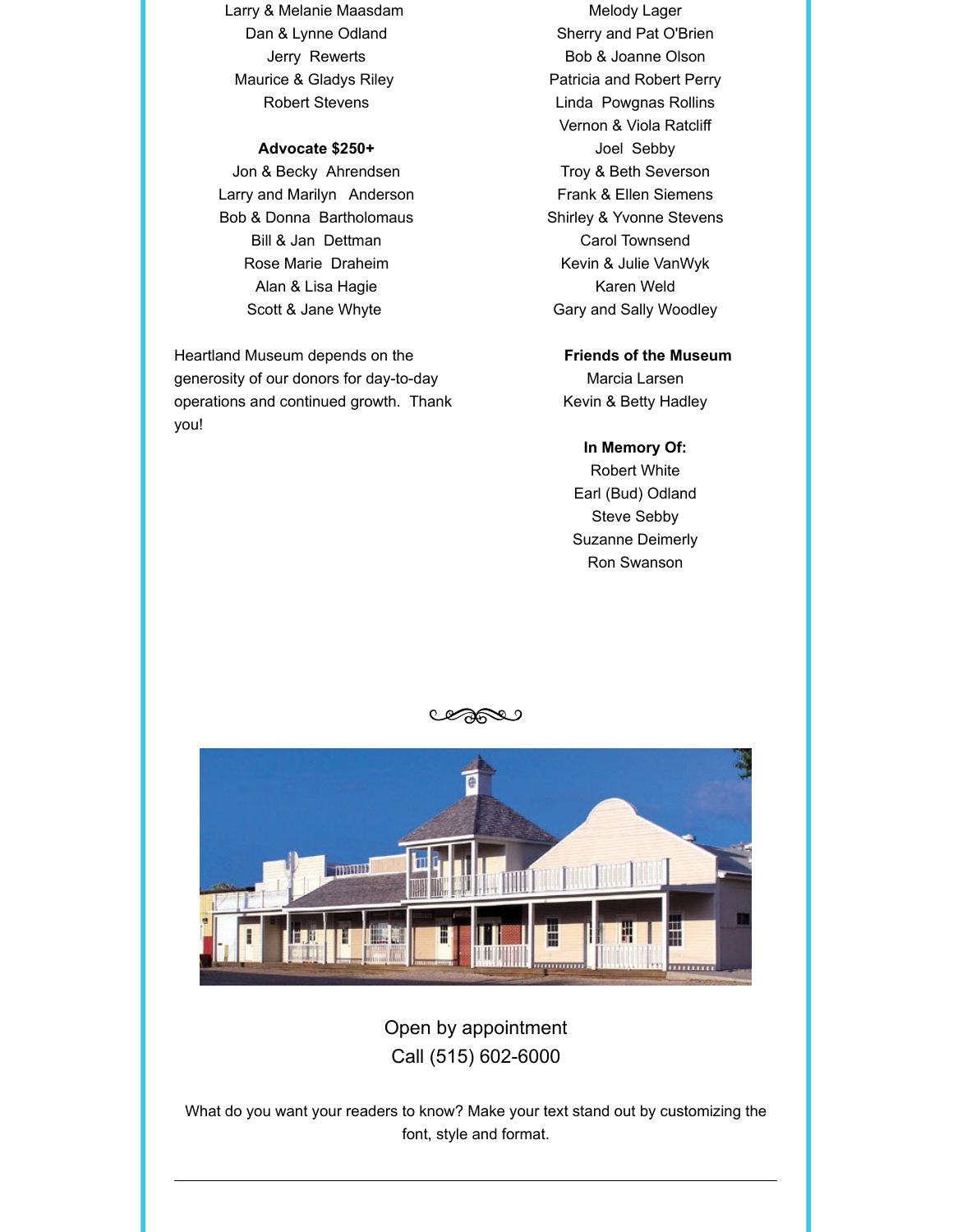Larry & Melanie Maasdam
Dan & Lynne Odland
Jerry Rewerts
Maurice & Gladys Riley
Robert Stevens

**Advocate $250+**

Jon & Becky Ahrendsen
Larry and Marilyn Anderson
Bob & Donna Bartholomaus
Bill & Jan Dettman
Rose Marie Draheim
Alan & Lisa Hagie
Scott & Jane Whyte

Heartland Museum depends on the generosity of our donors for day-to-day operations and continued growth. Thank you!

Melody Lager
Sherry and Pat O'Brien
Bob & Joanne Olson
Patricia and Robert Perry
Linda Powgnas Rollins
Vernon & Viola Ratcliff
Joel Sebby
Troy & Beth Severson
Frank & Ellen Siemens
Shirley & Yvonne Stevens
Carol Townsend
Kevin & Julie VanWyk
Karen Weld
Gary and Sally Woodley

**Friends of the Museum**

Marcia Larsen
Kevin & Betty Hadley

**In Memory Of:**

Robert White
Earl (Bud) Odland
Steve Sebby
Suzanne Deimerly
Ron Swanson

Open by appointment
Call (515) 602-6000

What do you want your readers to know? Make your text stand out by customizing the font, style and format.

---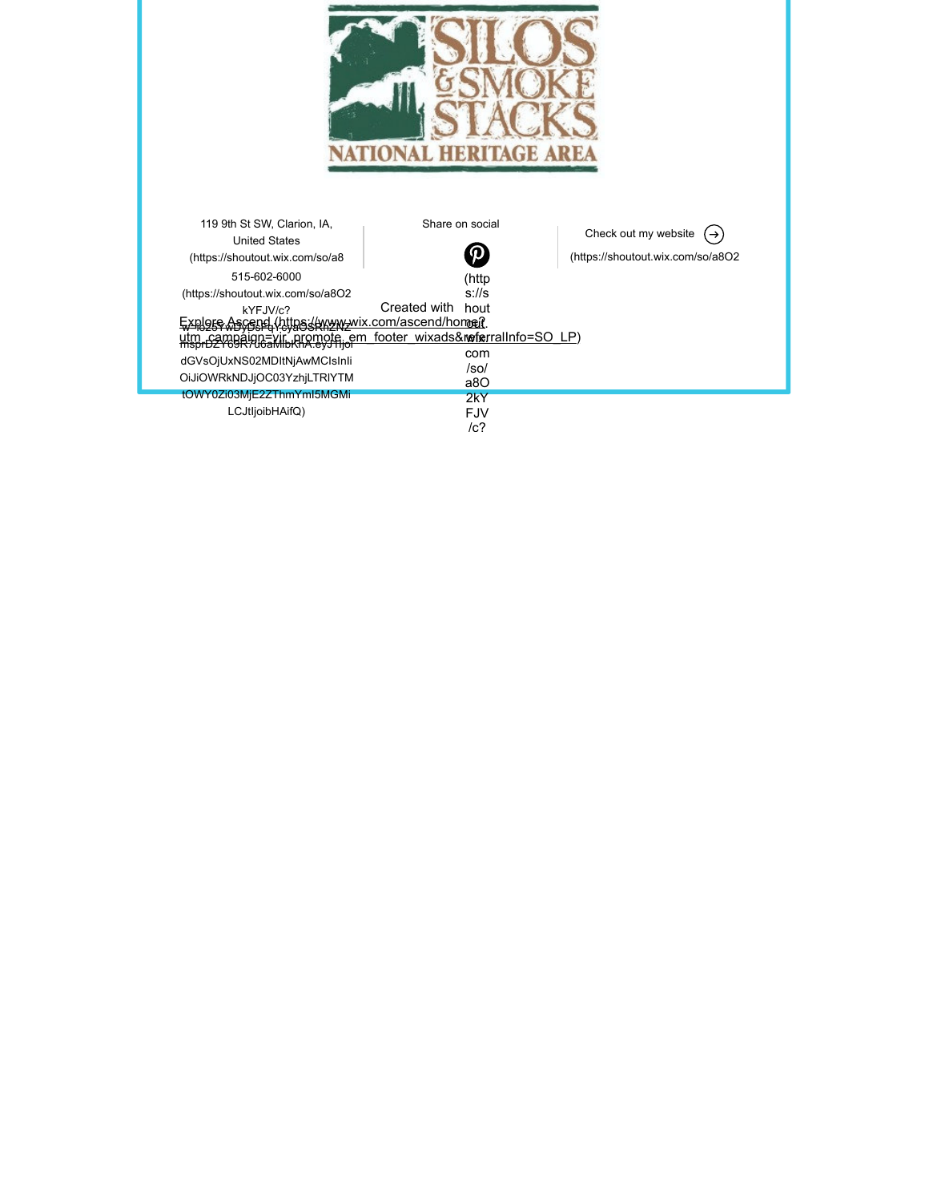SILOS & SMOKE STACKS NATIONAL HERITAGE AREA

119 9th St SW, Clarion, IA, United States
(https://shoutout.wix.com/so/a8

515-602-6000
(https://shoutout.wix.com/so/a8O2kYFJV/c?w=lcz5YwDyDsFqY.cyaOSRhzNzmsprDZY69R7u6aMlbKhA.eyJ1ijoidGVsOjUxNS02MDItNjAwMCIsInliOiJiOWRkNDJjOC03YzhjLTRlYTMtOWY0Zi03MjE2ZThmYmI5MGMiLCJtIjoibHAifQ)

Share on social

(https://shoutout.wix.com/so/a8O2kYFJV/c?

Check out my website
(https://shoutout.wix.com/so/a8O2

Created with

Explore Ascend (https://www.wix.com/ascend/home?utm_campaign=vir_promote_em_footer_wixads&referralInfo=SO_LP)